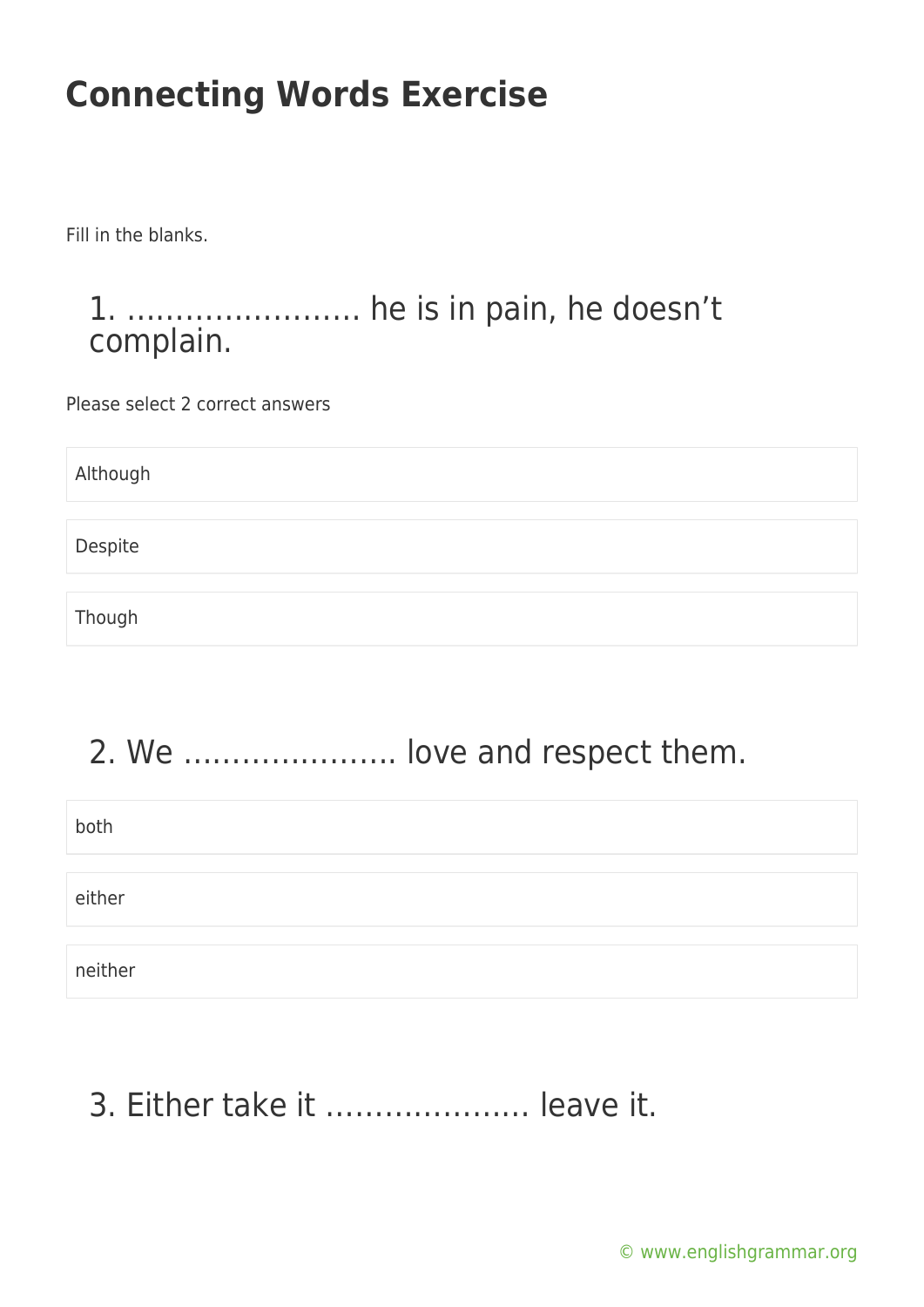# Connecting Words Exercise

Fill in the blanks.

## 1. …………………… he is in pain, he doesn't complain.

Please select 2 correct answers

- Although
- Despite
- Though

## 2. We …………………. love and respect them.

- both
- either
- neither

## 3. Either take it ……………….. leave it.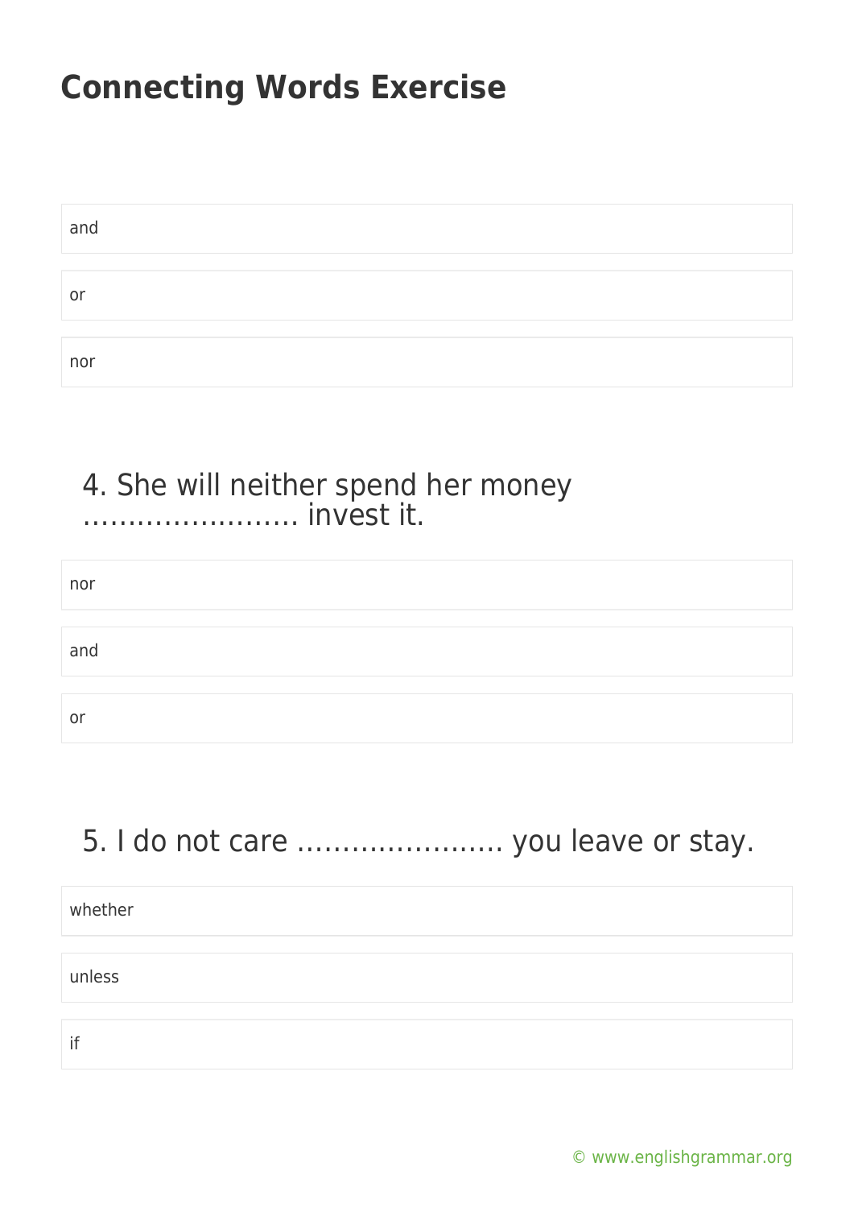# Connecting Words Exercise

and

or

nor

4. She will neither spend her money …………………… invest it.

nor

and

or

5. I do not care ………………….. you leave or stay.

whether

unless

if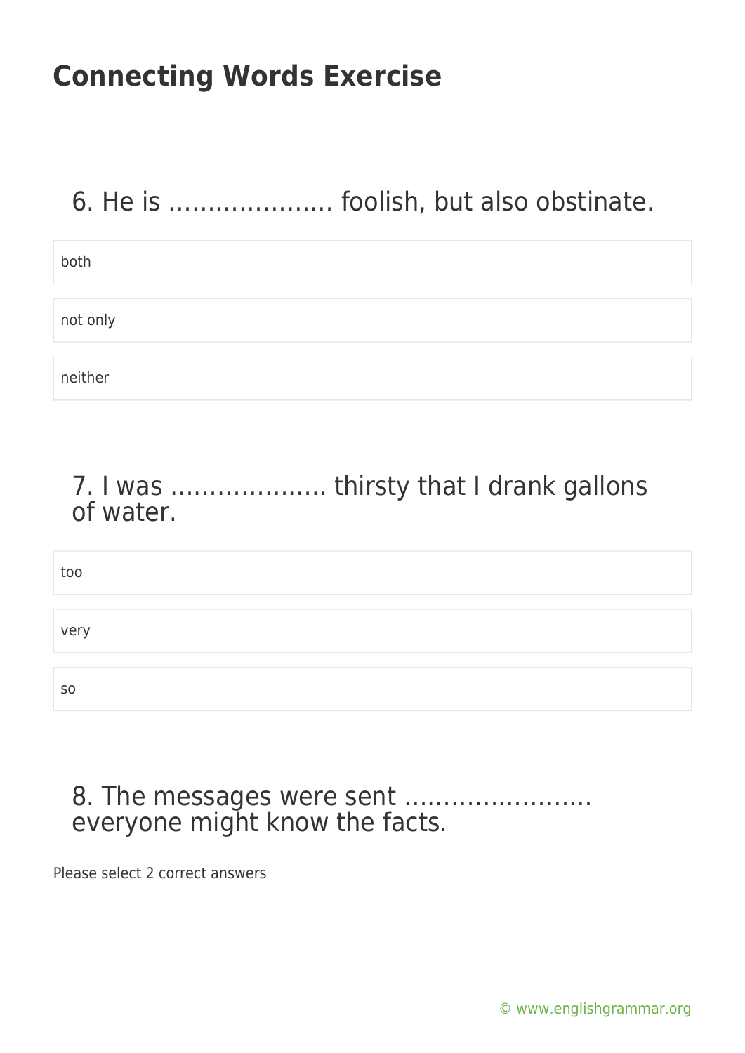## Connecting Words Exercise

6. He is ………………… foolish, but also obstinate.

both

not only

neither

7. I was ……………….. thirsty that I drank gallons of water.

too

very

so

8. The messages were sent …………………… everyone might know the facts.

Please select 2 correct answers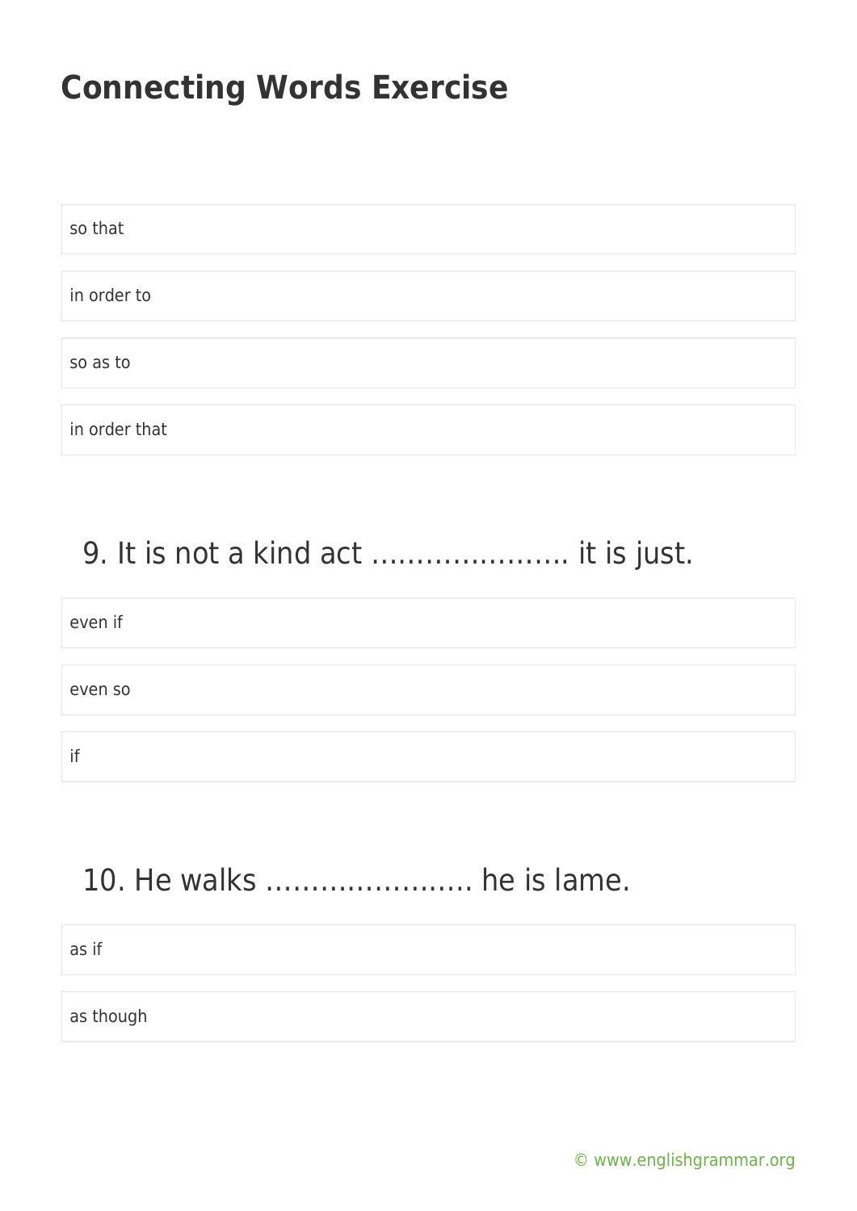# Connecting Words Exercise

so that

in order to

so as to

in order that

## 9. It is not a kind act …………………. it is just.

even if

even so

if

## 10. He walks ………………….. he is lame.

as if

as though

© www.englishgrammar.org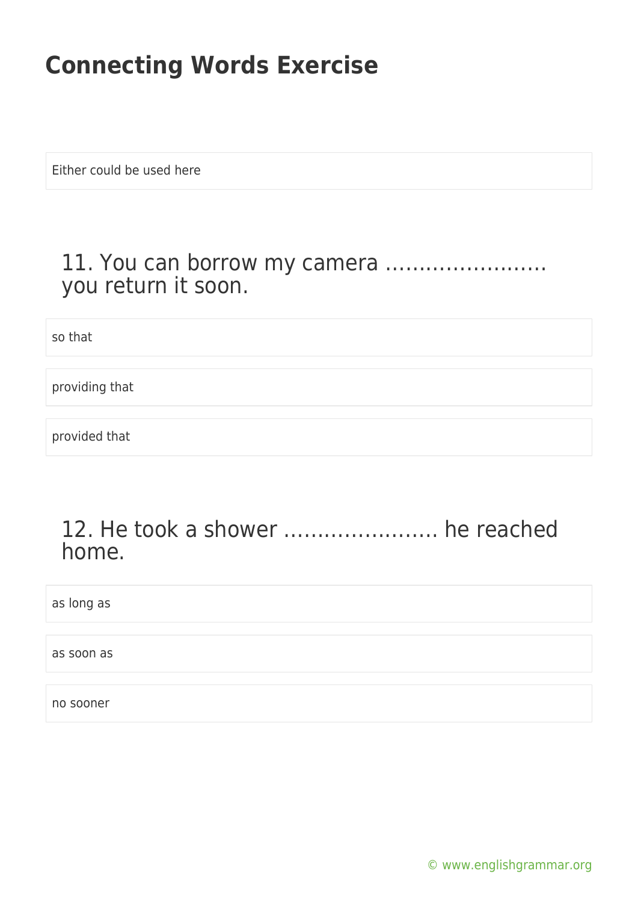# Connecting Words Exercise

Either could be used here

## 11. You can borrow my camera …………………… you return it soon.

so that

providing that

provided that

## 12. He took a shower ………………….. he reached home.

as long as

as soon as

no sooner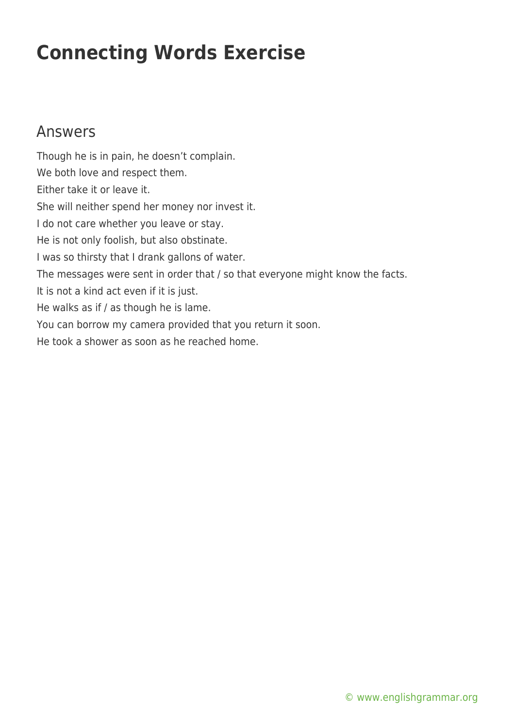# Connecting Words Exercise

## Answers

Though he is in pain, he doesn't complain.

We both love and respect them.

Either take it or leave it.

She will neither spend her money nor invest it.

I do not care whether you leave or stay.

He is not only foolish, but also obstinate.

I was so thirsty that I drank gallons of water.

The messages were sent in order that / so that everyone might know the facts.

It is not a kind act even if it is just.

He walks as if / as though he is lame.

You can borrow my camera provided that you return it soon.

He took a shower as soon as he reached home.